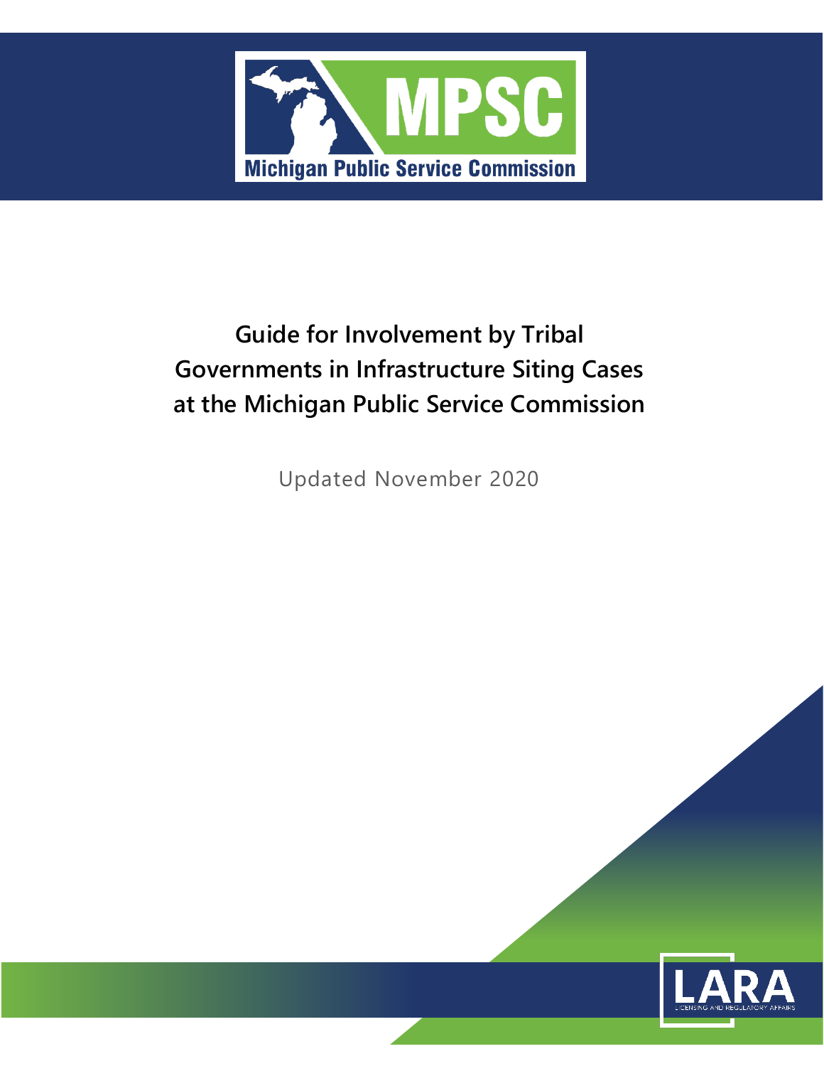MPSC

Michigan Public Service Commission

# Guide for Involvement by Tribal Governments in Infrastructure Siting Cases at the Michigan Public Service Commission

Updated November 2020

LARA

LICENSING AND REGULATORY AFFAIRS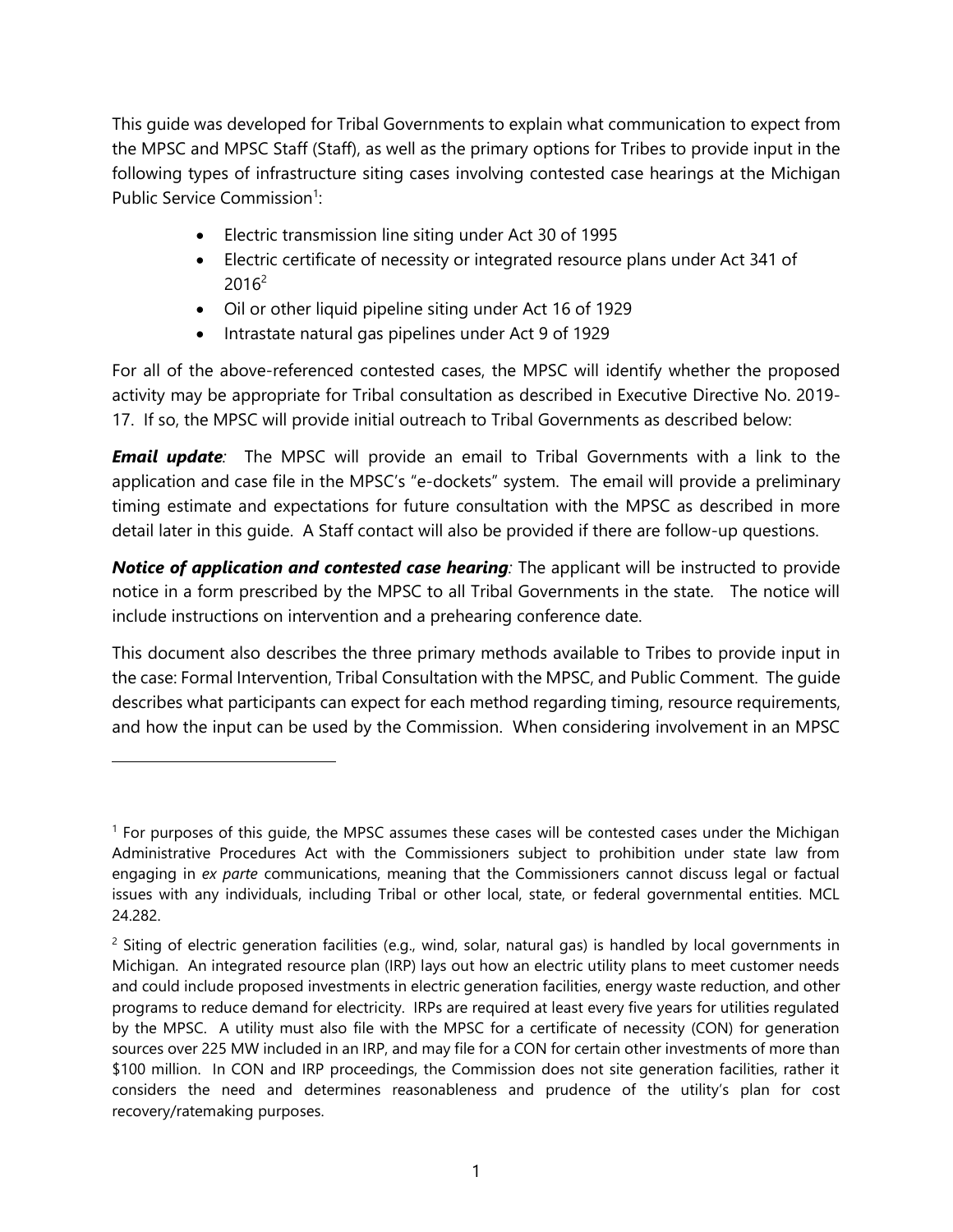This guide was developed for Tribal Governments to explain what communication to expect from the MPSC and MPSC Staff (Staff), as well as the primary options for Tribes to provide input in the following types of infrastructure siting cases involving contested case hearings at the Michigan Public Service Commission[1]:

- Electric transmission line siting under Act 30 of 1995
- Electric certificate of necessity or integrated resource plans under Act 341 of 2016[2]
- Oil or other liquid pipeline siting under Act 16 of 1929
- Intrastate natural gas pipelines under Act 9 of 1929

For all of the above-referenced contested cases, the MPSC will identify whether the proposed activity may be appropriate for Tribal consultation as described in Executive Directive No. 2019-17. If so, the MPSC will provide initial outreach to Tribal Governments as described below:

***Email update**:* The MPSC will provide an email to Tribal Governments with a link to the application and case file in the MPSC's "e-dockets" system. The email will provide a preliminary timing estimate and expectations for future consultation with the MPSC as described in more detail later in this guide. A Staff contact will also be provided if there are follow-up questions.

***Notice of application and contested case hearing**:* The applicant will be instructed to provide notice in a form prescribed by the MPSC to all Tribal Governments in the state. The notice will include instructions on intervention and a prehearing conference date.

This document also describes the three primary methods available to Tribes to provide input in the case: Formal Intervention, Tribal Consultation with the MPSC, and Public Comment. The guide describes what participants can expect for each method regarding timing, resource requirements, and how the input can be used by the Commission. When considering involvement in an MPSC

---

[1] For purposes of this guide, the MPSC assumes these cases will be contested cases under the Michigan Administrative Procedures Act with the Commissioners subject to prohibition under state law from engaging in *ex parte* communications, meaning that the Commissioners cannot discuss legal or factual issues with any individuals, including Tribal or other local, state, or federal governmental entities. MCL 24.282.

[2] Siting of electric generation facilities (e.g., wind, solar, natural gas) is handled by local governments in Michigan. An integrated resource plan (IRP) lays out how an electric utility plans to meet customer needs and could include proposed investments in electric generation facilities, energy waste reduction, and other programs to reduce demand for electricity. IRPs are required at least every five years for utilities regulated by the MPSC. A utility must also file with the MPSC for a certificate of necessity (CON) for generation sources over 225 MW included in an IRP, and may file for a CON for certain other investments of more than $100 million. In CON and IRP proceedings, the Commission does not site generation facilities, rather it considers the need and determines reasonableness and prudence of the utility's plan for cost recovery/ratemaking purposes.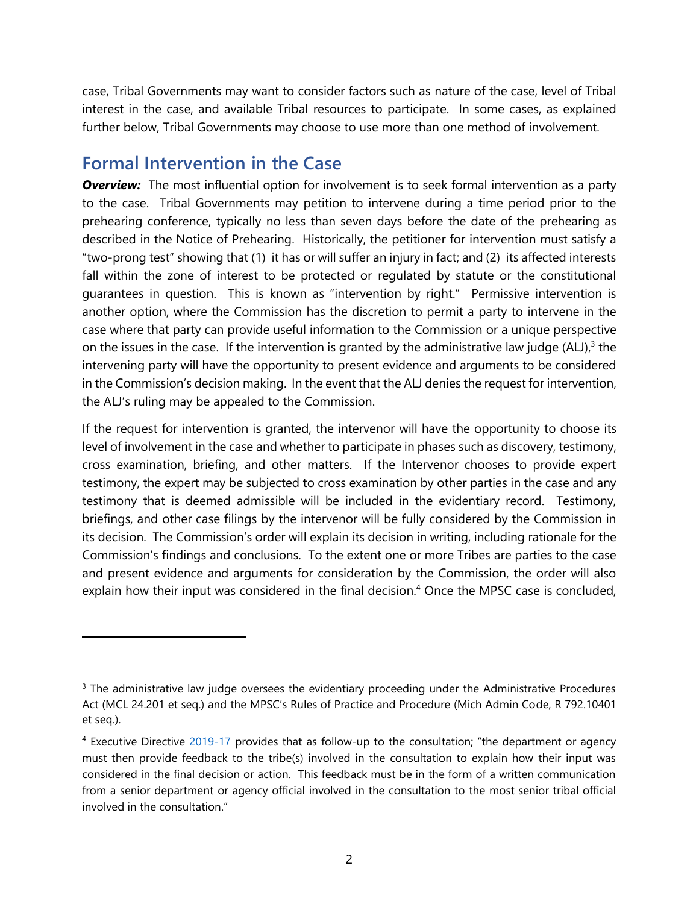case, Tribal Governments may want to consider factors such as nature of the case, level of Tribal interest in the case, and available Tribal resources to participate. In some cases, as explained further below, Tribal Governments may choose to use more than one method of involvement.

## Formal Intervention in the Case

***Overview:*** The most influential option for involvement is to seek formal intervention as a party to the case. Tribal Governments may petition to intervene during a time period prior to the prehearing conference, typically no less than seven days before the date of the prehearing as described in the Notice of Prehearing. Historically, the petitioner for intervention must satisfy a "two-prong test" showing that (1) it has or will suffer an injury in fact; and (2) its affected interests fall within the zone of interest to be protected or regulated by statute or the constitutional guarantees in question. This is known as "intervention by right." Permissive intervention is another option, where the Commission has the discretion to permit a party to intervene in the case where that party can provide useful information to the Commission or a unique perspective on the issues in the case. If the intervention is granted by the administrative law judge (ALJ),[3] the intervening party will have the opportunity to present evidence and arguments to be considered in the Commission's decision making. In the event that the ALJ denies the request for intervention, the ALJ's ruling may be appealed to the Commission.

If the request for intervention is granted, the intervenor will have the opportunity to choose its level of involvement in the case and whether to participate in phases such as discovery, testimony, cross examination, briefing, and other matters. If the Intervenor chooses to provide expert testimony, the expert may be subjected to cross examination by other parties in the case and any testimony that is deemed admissible will be included in the evidentiary record. Testimony, briefings, and other case filings by the intervenor will be fully considered by the Commission in its decision. The Commission's order will explain its decision in writing, including rationale for the Commission's findings and conclusions. To the extent one or more Tribes are parties to the case and present evidence and arguments for consideration by the Commission, the order will also explain how their input was considered in the final decision.[4] Once the MPSC case is concluded,

---

[3] The administrative law judge oversees the evidentiary proceeding under the Administrative Procedures Act (MCL 24.201 et seq.) and the MPSC's Rules of Practice and Procedure (Mich Admin Code, R 792.10401 et seq.).

[4] Executive Directive 2019-17 provides that as follow-up to the consultation; "the department or agency must then provide feedback to the tribe(s) involved in the consultation to explain how their input was considered in the final decision or action. This feedback must be in the form of a written communication from a senior department or agency official involved in the consultation to the most senior tribal official involved in the consultation."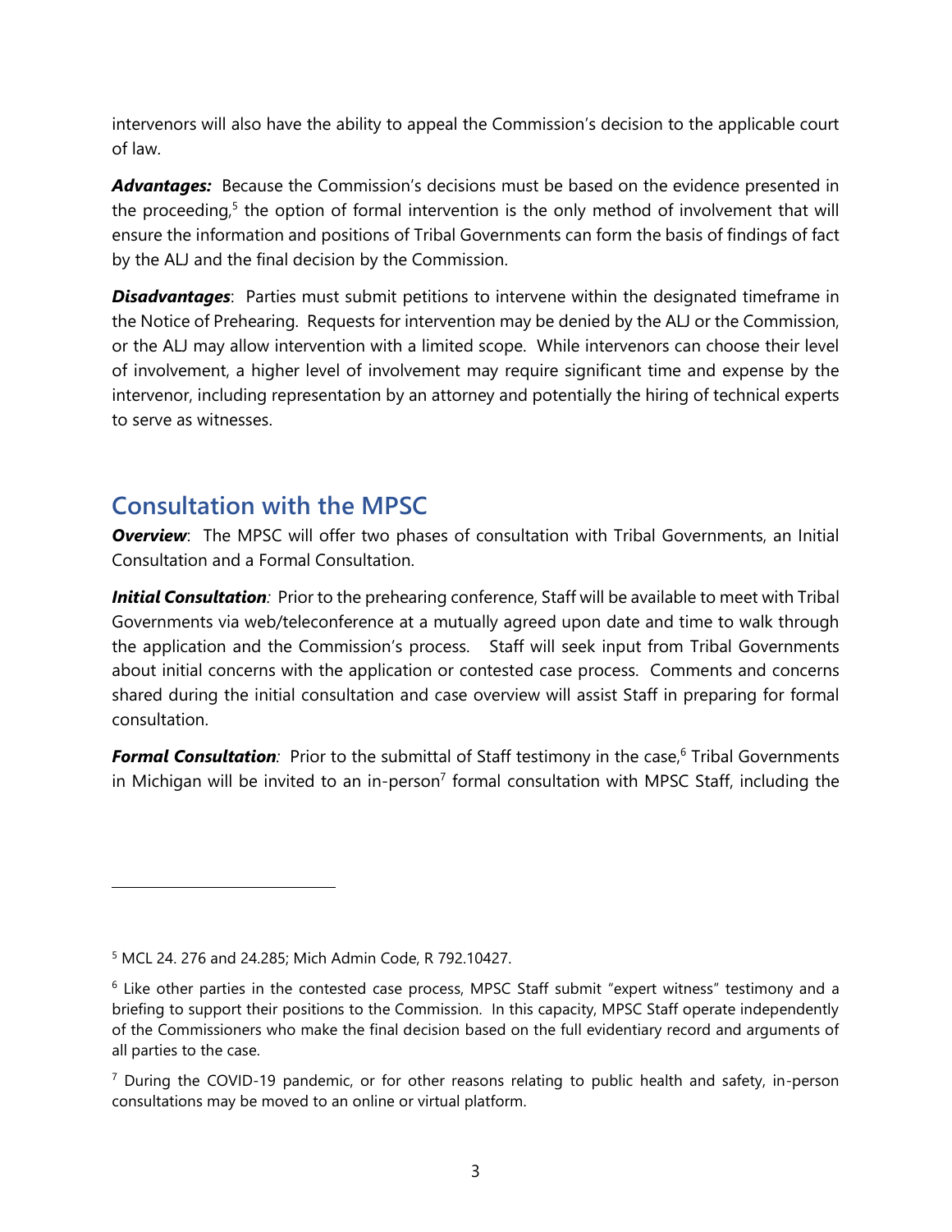intervenors will also have the ability to appeal the Commission's decision to the applicable court of law.

***Advantages:*** Because the Commission's decisions must be based on the evidence presented in the proceeding,[5] the option of formal intervention is the only method of involvement that will ensure the information and positions of Tribal Governments can form the basis of findings of fact by the ALJ and the final decision by the Commission.

***Disadvantages***: Parties must submit petitions to intervene within the designated timeframe in the Notice of Prehearing. Requests for intervention may be denied by the ALJ or the Commission, or the ALJ may allow intervention with a limited scope. While intervenors can choose their level of involvement, a higher level of involvement may require significant time and expense by the intervenor, including representation by an attorney and potentially the hiring of technical experts to serve as witnesses.

## Consultation with the MPSC

***Overview***: The MPSC will offer two phases of consultation with Tribal Governments, an Initial Consultation and a Formal Consultation.

***Initial Consultation****:* Prior to the prehearing conference, Staff will be available to meet with Tribal Governments via web/teleconference at a mutually agreed upon date and time to walk through the application and the Commission's process. Staff will seek input from Tribal Governments about initial concerns with the application or contested case process. Comments and concerns shared during the initial consultation and case overview will assist Staff in preparing for formal consultation.

***Formal Consultation****:* Prior to the submittal of Staff testimony in the case,[6] Tribal Governments in Michigan will be invited to an in-person[7] formal consultation with MPSC Staff, including the

---

[5] MCL 24. 276 and 24.285; Mich Admin Code, R 792.10427.

[6] Like other parties in the contested case process, MPSC Staff submit "expert witness" testimony and a briefing to support their positions to the Commission. In this capacity, MPSC Staff operate independently of the Commissioners who make the final decision based on the full evidentiary record and arguments of all parties to the case.

[7] During the COVID-19 pandemic, or for other reasons relating to public health and safety, in-person consultations may be moved to an online or virtual platform.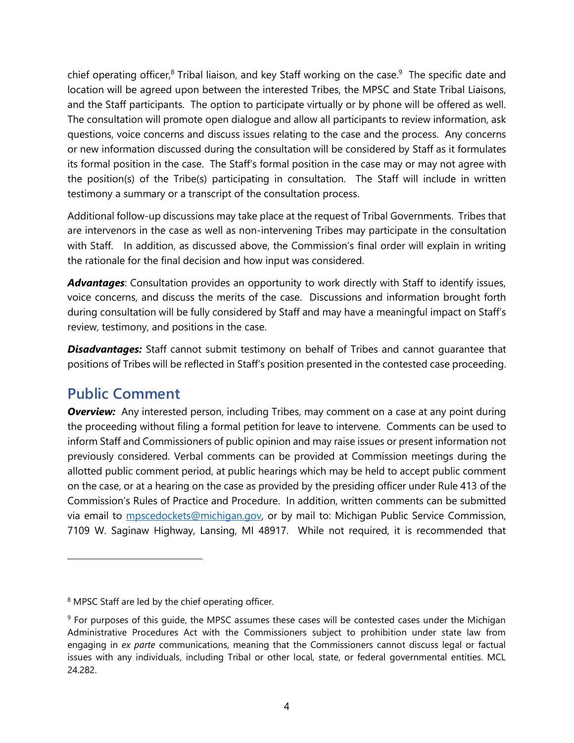chief operating officer,[8] Tribal liaison, and key Staff working on the case.[9] The specific date and location will be agreed upon between the interested Tribes, the MPSC and State Tribal Liaisons, and the Staff participants. The option to participate virtually or by phone will be offered as well. The consultation will promote open dialogue and allow all participants to review information, ask questions, voice concerns and discuss issues relating to the case and the process. Any concerns or new information discussed during the consultation will be considered by Staff as it formulates its formal position in the case. The Staff's formal position in the case may or may not agree with the position(s) of the Tribe(s) participating in consultation. The Staff will include in written testimony a summary or a transcript of the consultation process.

Additional follow-up discussions may take place at the request of Tribal Governments. Tribes that are intervenors in the case as well as non-intervening Tribes may participate in the consultation with Staff. In addition, as discussed above, the Commission's final order will explain in writing the rationale for the final decision and how input was considered.

***Advantages***: Consultation provides an opportunity to work directly with Staff to identify issues, voice concerns, and discuss the merits of the case. Discussions and information brought forth during consultation will be fully considered by Staff and may have a meaningful impact on Staff's review, testimony, and positions in the case.

***Disadvantages:*** Staff cannot submit testimony on behalf of Tribes and cannot guarantee that positions of Tribes will be reflected in Staff's position presented in the contested case proceeding.

## Public Comment

***Overview:*** Any interested person, including Tribes, may comment on a case at any point during the proceeding without filing a formal petition for leave to intervene. Comments can be used to inform Staff and Commissioners of public opinion and may raise issues or present information not previously considered. Verbal comments can be provided at Commission meetings during the allotted public comment period, at public hearings which may be held to accept public comment on the case, or at a hearing on the case as provided by the presiding officer under Rule 413 of the Commission's Rules of Practice and Procedure. In addition, written comments can be submitted via email to [mpscedockets@michigan.gov](mailto:mpscedockets@michigan.gov), or by mail to: Michigan Public Service Commission, 7109 W. Saginaw Highway, Lansing, MI 48917. While not required, it is recommended that

---

[8] MPSC Staff are led by the chief operating officer.

[9] For purposes of this guide, the MPSC assumes these cases will be contested cases under the Michigan Administrative Procedures Act with the Commissioners subject to prohibition under state law from engaging in *ex parte* communications, meaning that the Commissioners cannot discuss legal or factual issues with any individuals, including Tribal or other local, state, or federal governmental entities. MCL 24.282.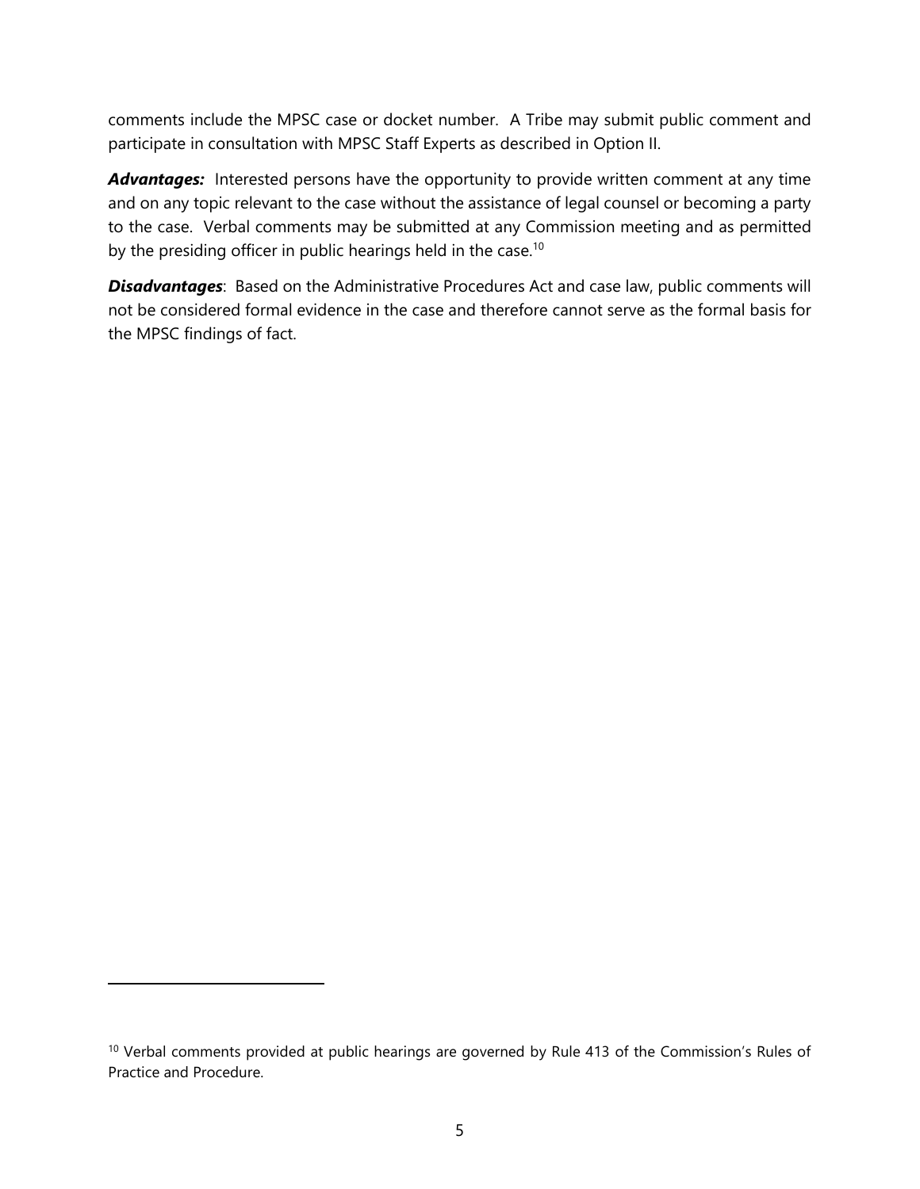comments include the MPSC case or docket number. A Tribe may submit public comment and participate in consultation with MPSC Staff Experts as described in Option II.

***Advantages:*** Interested persons have the opportunity to provide written comment at any time and on any topic relevant to the case without the assistance of legal counsel or becoming a party to the case. Verbal comments may be submitted at any Commission meeting and as permitted by the presiding officer in public hearings held in the case.[10]

***Disadvantages***: Based on the Administrative Procedures Act and case law, public comments will not be considered formal evidence in the case and therefore cannot serve as the formal basis for the MPSC findings of fact.

---

[10] Verbal comments provided at public hearings are governed by Rule 413 of the Commission's Rules of Practice and Procedure.